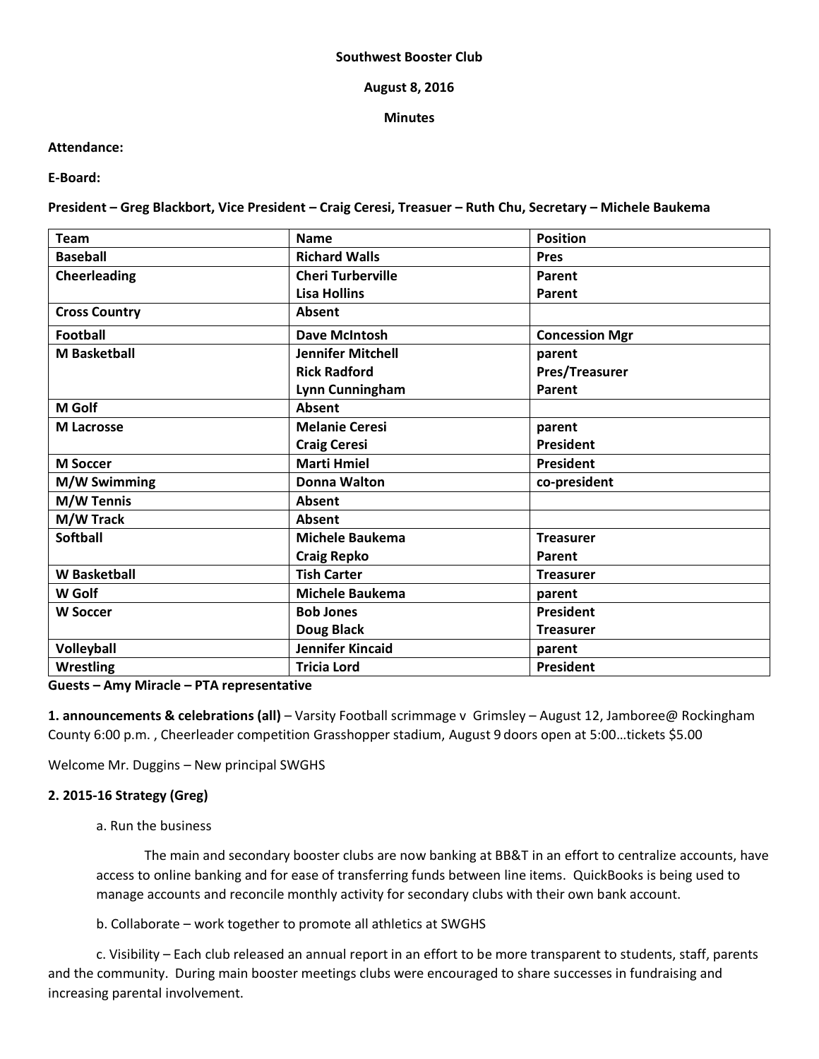**Southwest Booster Club**

**August 8, 2016**

**Minutes**

**Attendance:**

**E-Board:**

**President – Greg Blackbort, Vice President – Craig Ceresi, Treasuer – Ruth Chu, Secretary – Michele Baukema**

| Team | Name | Position |
|---|---|---|
| Baseball | Richard Walls | Pres |
| Cheerleading | Cheri Turberville<br>Lisa Hollins | Parent<br>Parent |
| Cross Country | Absent | |
| Football | Dave McIntosh | Concession Mgr |
| M Basketball | Jennifer Mitchell<br>Rick Radford<br>Lynn Cunningham | parent<br>Pres/Treasurer<br>Parent |
| M Golf | Absent | |
| M Lacrosse | Melanie Ceresi<br>Craig Ceresi | parent<br>President |
| M Soccer | Marti Hmiel | President |
| M/W Swimming | Donna Walton | co-president |
| M/W Tennis | Absent | |
| M/W Track | Absent | |
| Softball | Michele Baukema<br>Craig Repko | Treasurer<br>Parent |
| W Basketball | Tish Carter | Treasurer |
| W Golf | Michele Baukema | parent |
| W Soccer | Bob Jones<br>Doug Black | President<br>Treasurer |
| Volleyball | Jennifer Kincaid | parent |
| Wrestling | Tricia Lord | President |

**Guests – Amy Miracle – PTA representative**

**1. announcements & celebrations (all)** – Varsity Football scrimmage v Grimsley – August 12, Jamboree@ Rockingham County 6:00 p.m. , Cheerleader competition Grasshopper stadium, August 9 doors open at 5:00…tickets $5.00

Welcome Mr. Duggins – New principal SWGHS

**2. 2015-16 Strategy (Greg)**

a. Run the business

The main and secondary booster clubs are now banking at BB&T in an effort to centralize accounts, have access to online banking and for ease of transferring funds between line items. QuickBooks is being used to manage accounts and reconcile monthly activity for secondary clubs with their own bank account.

b. Collaborate – work together to promote all athletics at SWGHS

c. Visibility – Each club released an annual report in an effort to be more transparent to students, staff, parents and the community. During main booster meetings clubs were encouraged to share successes in fundraising and increasing parental involvement.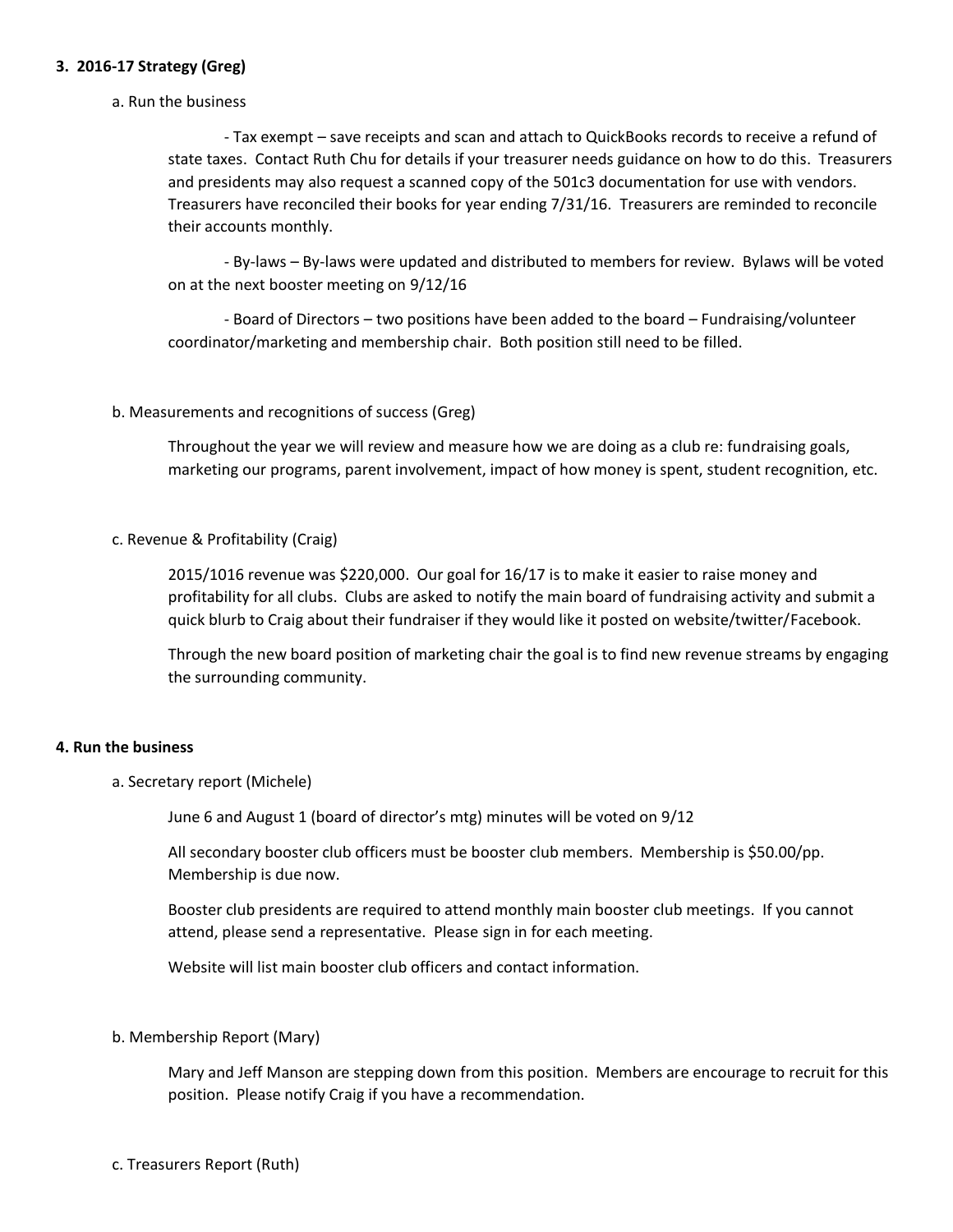**3. 2016-17 Strategy (Greg)**

a. Run the business

- Tax exempt – save receipts and scan and attach to QuickBooks records to receive a refund of state taxes. Contact Ruth Chu for details if your treasurer needs guidance on how to do this. Treasurers and presidents may also request a scanned copy of the 501c3 documentation for use with vendors. Treasurers have reconciled their books for year ending 7/31/16. Treasurers are reminded to reconcile their accounts monthly.

- By-laws – By-laws were updated and distributed to members for review. Bylaws will be voted on at the next booster meeting on 9/12/16

- Board of Directors – two positions have been added to the board – Fundraising/volunteer coordinator/marketing and membership chair. Both position still need to be filled.

b. Measurements and recognitions of success (Greg)

Throughout the year we will review and measure how we are doing as a club re: fundraising goals, marketing our programs, parent involvement, impact of how money is spent, student recognition, etc.

c. Revenue & Profitability (Craig)

2015/1016 revenue was $220,000. Our goal for 16/17 is to make it easier to raise money and profitability for all clubs. Clubs are asked to notify the main board of fundraising activity and submit a quick blurb to Craig about their fundraiser if they would like it posted on website/twitter/Facebook.

Through the new board position of marketing chair the goal is to find new revenue streams by engaging the surrounding community.

**4. Run the business**

a. Secretary report (Michele)

June 6 and August 1 (board of director's mtg) minutes will be voted on 9/12

All secondary booster club officers must be booster club members. Membership is $50.00/pp. Membership is due now.

Booster club presidents are required to attend monthly main booster club meetings. If you cannot attend, please send a representative. Please sign in for each meeting.

Website will list main booster club officers and contact information.

b. Membership Report (Mary)

Mary and Jeff Manson are stepping down from this position. Members are encourage to recruit for this position. Please notify Craig if you have a recommendation.

c. Treasurers Report (Ruth)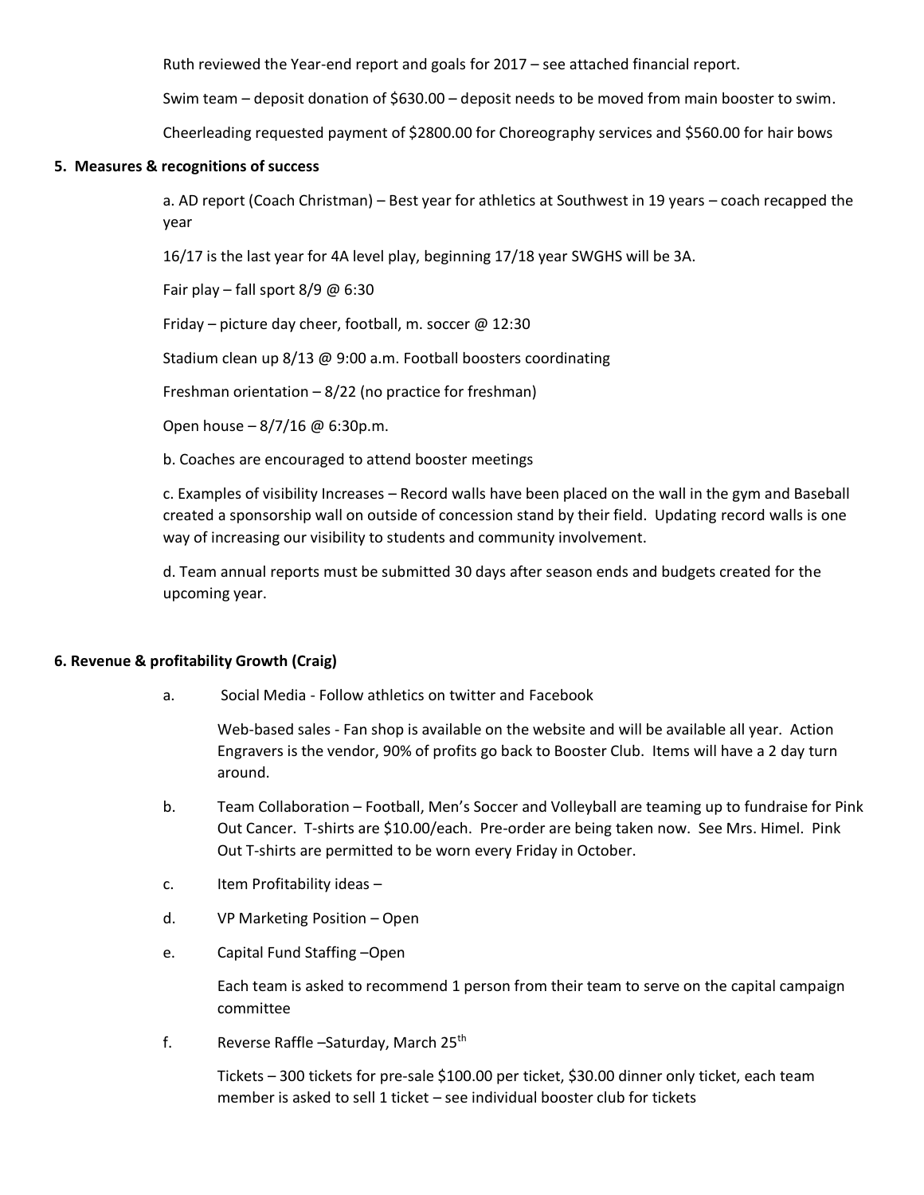Ruth reviewed the Year-end report and goals for 2017 – see attached financial report.

Swim team – deposit donation of $630.00 – deposit needs to be moved from main booster to swim.

Cheerleading requested payment of $2800.00 for Choreography services and $560.00 for hair bows

**5. Measures & recognitions of success**

a. AD report (Coach Christman) – Best year for athletics at Southwest in 19 years – coach recapped the year

16/17 is the last year for 4A level play, beginning 17/18 year SWGHS will be 3A.

Fair play – fall sport 8/9 @ 6:30

Friday – picture day cheer, football, m. soccer @ 12:30

Stadium clean up 8/13 @ 9:00 a.m. Football boosters coordinating

Freshman orientation – 8/22 (no practice for freshman)

Open house – 8/7/16 @ 6:30p.m.

b. Coaches are encouraged to attend booster meetings

c. Examples of visibility Increases – Record walls have been placed on the wall in the gym and Baseball created a sponsorship wall on outside of concession stand by their field. Updating record walls is one way of increasing our visibility to students and community involvement.

d. Team annual reports must be submitted 30 days after season ends and budgets created for the upcoming year.

**6. Revenue & profitability Growth (Craig)**

a. Social Media - Follow athletics on twitter and Facebook

   Web-based sales - Fan shop is available on the website and will be available all year. Action Engravers is the vendor, 90% of profits go back to Booster Club. Items will have a 2 day turn around.

b. Team Collaboration – Football, Men's Soccer and Volleyball are teaming up to fundraise for Pink Out Cancer. T-shirts are $10.00/each. Pre-order are being taken now. See Mrs. Himel. Pink Out T-shirts are permitted to be worn every Friday in October.

c. Item Profitability ideas –

d. VP Marketing Position – Open

e. Capital Fund Staffing –Open

   Each team is asked to recommend 1 person from their team to serve on the capital campaign committee

f. Reverse Raffle –Saturday, March 25th

   Tickets – 300 tickets for pre-sale $100.00 per ticket, $30.00 dinner only ticket, each team member is asked to sell 1 ticket – see individual booster club for tickets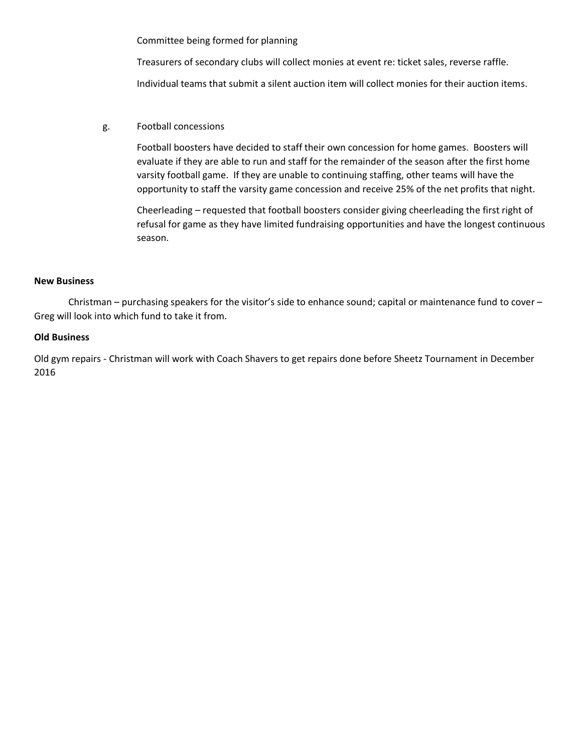Committee being formed for planning

Treasurers of secondary clubs will collect monies at event re: ticket sales, reverse raffle.

Individual teams that submit a silent auction item will collect monies for their auction items.

g. Football concessions

Football boosters have decided to staff their own concession for home games. Boosters will evaluate if they are able to run and staff for the remainder of the season after the first home varsity football game. If they are unable to continuing staffing, other teams will have the opportunity to staff the varsity game concession and receive 25% of the net profits that night.

Cheerleading – requested that football boosters consider giving cheerleading the first right of refusal for game as they have limited fundraising opportunities and have the longest continuous season.

**New Business**

Christman – purchasing speakers for the visitor's side to enhance sound; capital or maintenance fund to cover – Greg will look into which fund to take it from.

**Old Business**

Old gym repairs - Christman will work with Coach Shavers to get repairs done before Sheetz Tournament in December 2016